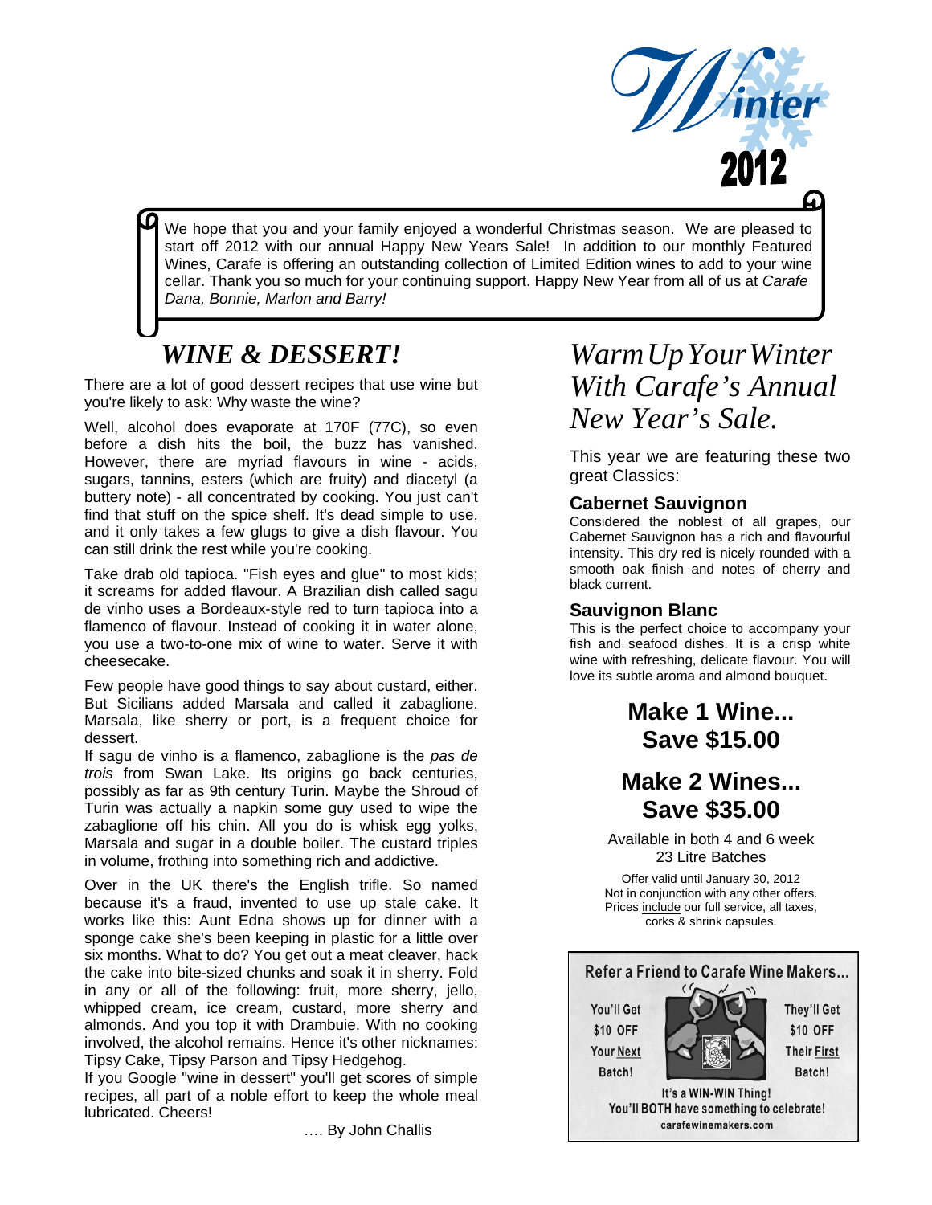# Winter 2012

We hope that you and your family enjoyed a wonderful Christmas season. We are pleased to start off 2012 with our annual Happy New Years Sale! In addition to our monthly Featured Wines, Carafe is offering an outstanding collection of Limited Edition wines to add to your wine cellar. Thank you so much for your continuing support. Happy New Year from all of us at *Carafe Dana, Bonnie, Marlon and Barry!*

## *WINE & DESSERT!*

There are a lot of good dessert recipes that use wine but you're likely to ask: Why waste the wine?

Well, alcohol does evaporate at 170F (77C), so even before a dish hits the boil, the buzz has vanished. However, there are myriad flavours in wine - acids, sugars, tannins, esters (which are fruity) and diacetyl (a buttery note) - all concentrated by cooking. You just can't find that stuff on the spice shelf. It's dead simple to use, and it only takes a few glugs to give a dish flavour. You can still drink the rest while you're cooking.

Take drab old tapioca. "Fish eyes and glue" to most kids; it screams for added flavour. A Brazilian dish called sagu de vinho uses a Bordeaux-style red to turn tapioca into a flamenco of flavour. Instead of cooking it in water alone, you use a two-to-one mix of wine to water. Serve it with cheesecake.

Few people have good things to say about custard, either. But Sicilians added Marsala and called it zabaglione. Marsala, like sherry or port, is a frequent choice for dessert.

If sagu de vinho is a flamenco, zabaglione is the *pas de trois* from Swan Lake. Its origins go back centuries, possibly as far as 9th century Turin. Maybe the Shroud of Turin was actually a napkin some guy used to wipe the zabaglione off his chin. All you do is whisk egg yolks, Marsala and sugar in a double boiler. The custard triples in volume, frothing into something rich and addictive.

Over in the UK there's the English trifle. So named because it's a fraud, invented to use up stale cake. It works like this: Aunt Edna shows up for dinner with a sponge cake she's been keeping in plastic for a little over six months. What to do? You get out a meat cleaver, hack the cake into bite-sized chunks and soak it in sherry. Fold in any or all of the following: fruit, more sherry, jello, whipped cream, ice cream, custard, more sherry and almonds. And you top it with Drambuie. With no cooking involved, the alcohol remains. Hence it's other nicknames: Tipsy Cake, Tipsy Parson and Tipsy Hedgehog.

If you Google "wine in dessert" you'll get scores of simple recipes, all part of a noble effort to keep the whole meal lubricated. Cheers!

…. By John Challis

## *Warm Up Your Winter With Carafe's Annual New Year's Sale.*

This year we are featuring these two great Classics:

### Cabernet Sauvignon

Considered the noblest of all grapes, our Cabernet Sauvignon has a rich and flavourful intensity. This dry red is nicely rounded with a smooth oak finish and notes of cherry and black current.

### Sauvignon Blanc

This is the perfect choice to accompany your fish and seafood dishes. It is a crisp white wine with refreshing, delicate flavour. You will love its subtle aroma and almond bouquet.

**Make 1 Wine... Save $15.00**

**Make 2 Wines... Save $35.00**

Available in both 4 and 6 week 23 Litre Batches

Offer valid until January 30, 2012
Not in conjunction with any other offers.
Prices include our full service, all taxes, corks & shrink capsules.

**Refer a Friend to Carafe Wine Makers...**

You'll Get $10 OFF Your Next Batch!

They'll Get $10 OFF Their First Batch!

It's a WIN-WIN Thing!
You'll BOTH have something to celebrate!
carafewinemakers.com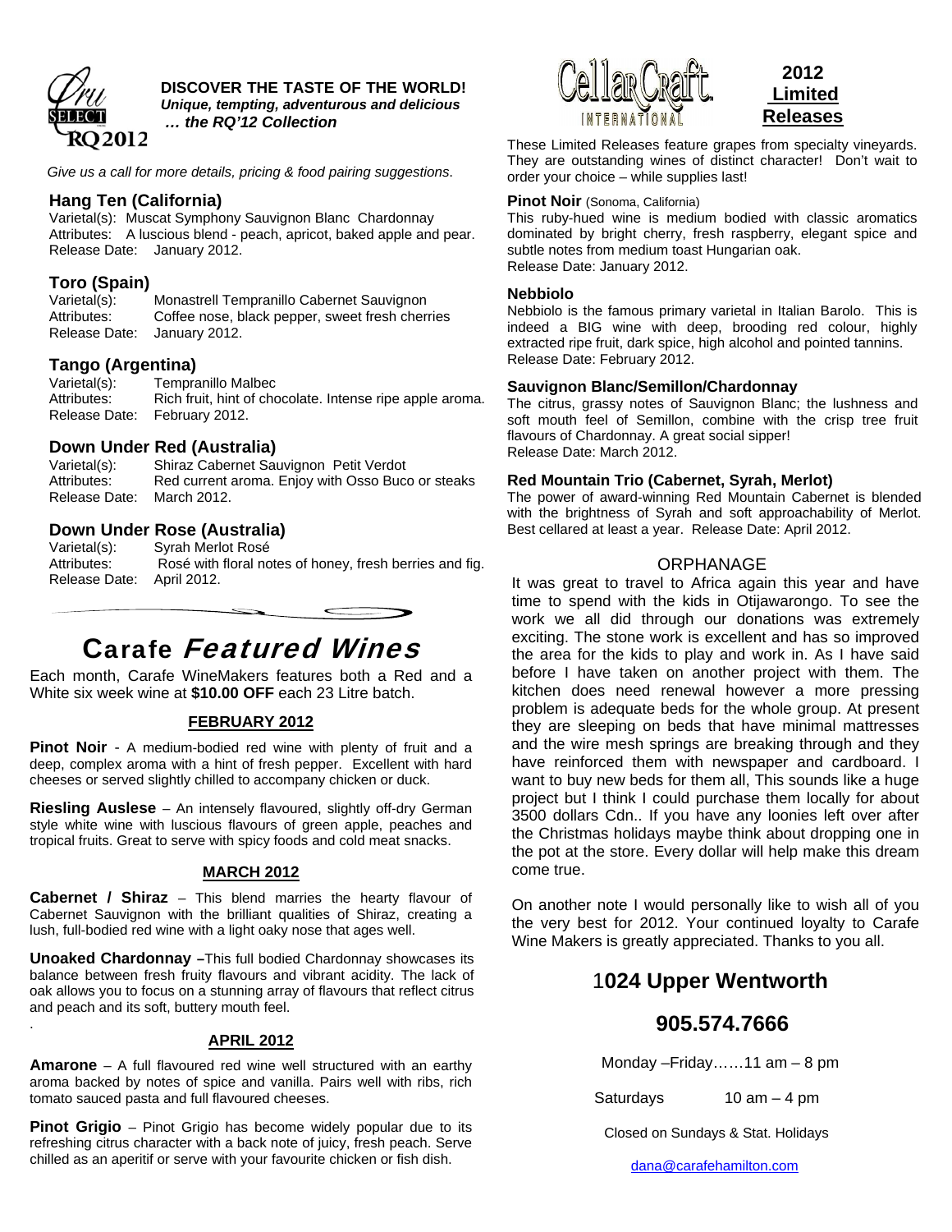**DISCOVER THE TASTE OF THE WORLD!**
***Unique, tempting, adventurous and delicious … the RQ'12 Collection***

*Give us a call for more details, pricing & food pairing suggestions.*

### Hang Ten (California)

Varietal(s): Muscat Symphony Sauvignon Blanc Chardonnay
Attributes: A luscious blend - peach, apricot, baked apple and pear.
Release Date: January 2012.

### Toro (Spain)

Varietal(s): Monastrell Tempranillo Cabernet Sauvignon
Attributes: Coffee nose, black pepper, sweet fresh cherries
Release Date: January 2012.

### Tango (Argentina)

Varietal(s): Tempranillo Malbec
Attributes: Rich fruit, hint of chocolate. Intense ripe apple aroma.
Release Date: February 2012.

### Down Under Red (Australia)

Varietal(s): Shiraz Cabernet Sauvignon Petit Verdot
Attributes: Red current aroma. Enjoy with Osso Buco or steaks
Release Date: March 2012.

### Down Under Rose (Australia)

Varietal(s): Syrah Merlot Rosé
Attributes: Rosé with floral notes of honey, fresh berries and fig.
Release Date: April 2012.

# Carafe *Featured Wines*

Each month, Carafe WineMakers features both a Red and a White six week wine at **$10.00 OFF** each 23 Litre batch.

## FEBRUARY 2012

**Pinot Noir** - A medium-bodied red wine with plenty of fruit and a deep, complex aroma with a hint of fresh pepper. Excellent with hard cheeses or served slightly chilled to accompany chicken or duck.

**Riesling Auslese** – An intensely flavoured, slightly off-dry German style white wine with luscious flavours of green apple, peaches and tropical fruits. Great to serve with spicy foods and cold meat snacks.

## MARCH 2012

**Cabernet / Shiraz** – This blend marries the hearty flavour of Cabernet Sauvignon with the brilliant qualities of Shiraz, creating a lush, full-bodied red wine with a light oaky nose that ages well.

**Unoaked Chardonnay** –This full bodied Chardonnay showcases its balance between fresh fruity flavours and vibrant acidity. The lack of oak allows you to focus on a stunning array of flavours that reflect citrus and peach and its soft, buttery mouth feel.

## APRIL 2012

**Amarone** – A full flavoured red wine well structured with an earthy aroma backed by notes of spice and vanilla. Pairs well with ribs, rich tomato sauced pasta and full flavoured cheeses.

**Pinot Grigio** – Pinot Grigio has become widely popular due to its refreshing citrus character with a back note of juicy, fresh peach. Serve chilled as an aperitif or serve with your favourite chicken or fish dish.

## 2012 Limited Releases

These Limited Releases feature grapes from specialty vineyards. They are outstanding wines of distinct character! Don't wait to order your choice – while supplies last!

**Pinot Noir** (Sonoma, California)
This ruby-hued wine is medium bodied with classic aromatics dominated by bright cherry, fresh raspberry, elegant spice and subtle notes from medium toast Hungarian oak.
Release Date: January 2012.

**Nebbiolo**
Nebbiolo is the famous primary varietal in Italian Barolo. This is indeed a BIG wine with deep, brooding red colour, highly extracted ripe fruit, dark spice, high alcohol and pointed tannins.
Release Date: February 2012.

**Sauvignon Blanc/Semillon/Chardonnay**
The citrus, grassy notes of Sauvignon Blanc; the lushness and soft mouth feel of Semillon, combine with the crisp tree fruit flavours of Chardonnay. A great social sipper!
Release Date: March 2012.

**Red Mountain Trio (Cabernet, Syrah, Merlot)**
The power of award-winning Red Mountain Cabernet is blended with the brightness of Syrah and soft approachability of Merlot. Best cellared at least a year. Release Date: April 2012.

## ORPHANAGE

It was great to travel to Africa again this year and have time to spend with the kids in Otijawarongo. To see the work we all did through our donations was extremely exciting. The stone work is excellent and has so improved the area for the kids to play and work in. As I have said before I have taken on another project with them. The kitchen does need renewal however a more pressing problem is adequate beds for the whole group. At present they are sleeping on beds that have minimal mattresses and the wire mesh springs are breaking through and they have reinforced them with newspaper and cardboard. I want to buy new beds for them all, This sounds like a huge project but I think I could purchase them locally for about 3500 dollars Cdn.. If you have any loonies left over after the Christmas holidays maybe think about dropping one in the pot at the store. Every dollar will help make this dream come true.

On another note I would personally like to wish all of you the very best for 2012. Your continued loyalty to Carafe Wine Makers is greatly appreciated. Thanks to you all.

## 1024 Upper Wentworth

## 905.574.7666

Monday –Friday……11 am – 8 pm

Saturdays 10 am – 4 pm

Closed on Sundays & Stat. Holidays

dana@carafehamilton.com